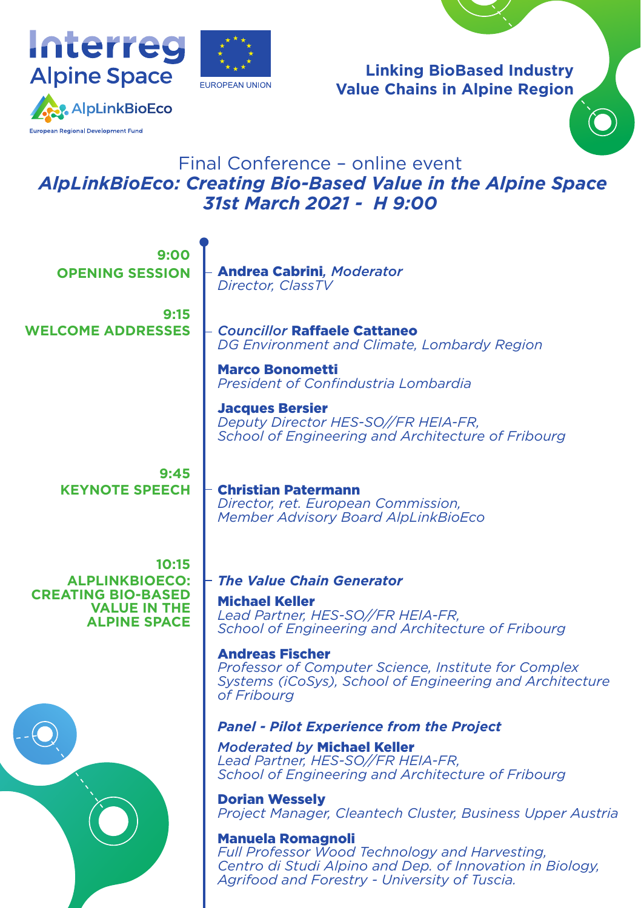Interreg Alpine Space

EUROPEAN UNION

AlpLinkBioEco

European Regional Development Fund

**Linking BioBased Industry Value Chains in Alpine Region**

# Final Conference – online event

## *AlpLinkBioEco: Creating Bio-Based Value in the Alpine Space*

## *31st March 2021 - H 9:00*

**9:00**
**OPENING SESSION**

**Andrea Cabrini**, *Moderator*
*Director, ClassTV*

**9:15**
**WELCOME ADDRESSES**

*Councillor* **Raffaele Cattaneo**
*DG Environment and Climate, Lombardy Region*

**Marco Bonometti**
*President of Confindustria Lombardia*

**Jacques Bersier**
*Deputy Director HES-SO//FR HEIA-FR,*
*School of Engineering and Architecture of Fribourg*

**9:45**
**KEYNOTE SPEECH**

**Christian Patermann**
*Director, ret. European Commission,*
*Member Advisory Board AlpLinkBioEco*

**10:15**
**ALPLINKBIOECO: CREATING BIO-BASED VALUE IN THE ALPINE SPACE**

***The Value Chain Generator***

**Michael Keller**
*Lead Partner, HES-SO//FR HEIA-FR,*
*School of Engineering and Architecture of Fribourg*

**Andreas Fischer**
*Professor of Computer Science, Institute for Complex Systems (iCoSys), School of Engineering and Architecture of Fribourg*

***Panel - Pilot Experience from the Project***

*Moderated by* **Michael Keller**
*Lead Partner, HES-SO//FR HEIA-FR,*
*School of Engineering and Architecture of Fribourg*

**Dorian Wessely**
*Project Manager, Cleantech Cluster, Business Upper Austria*

**Manuela Romagnoli**
*Full Professor Wood Technology and Harvesting, Centro di Studi Alpino and Dep. of Innovation in Biology, Agrifood and Forestry - University of Tuscia.*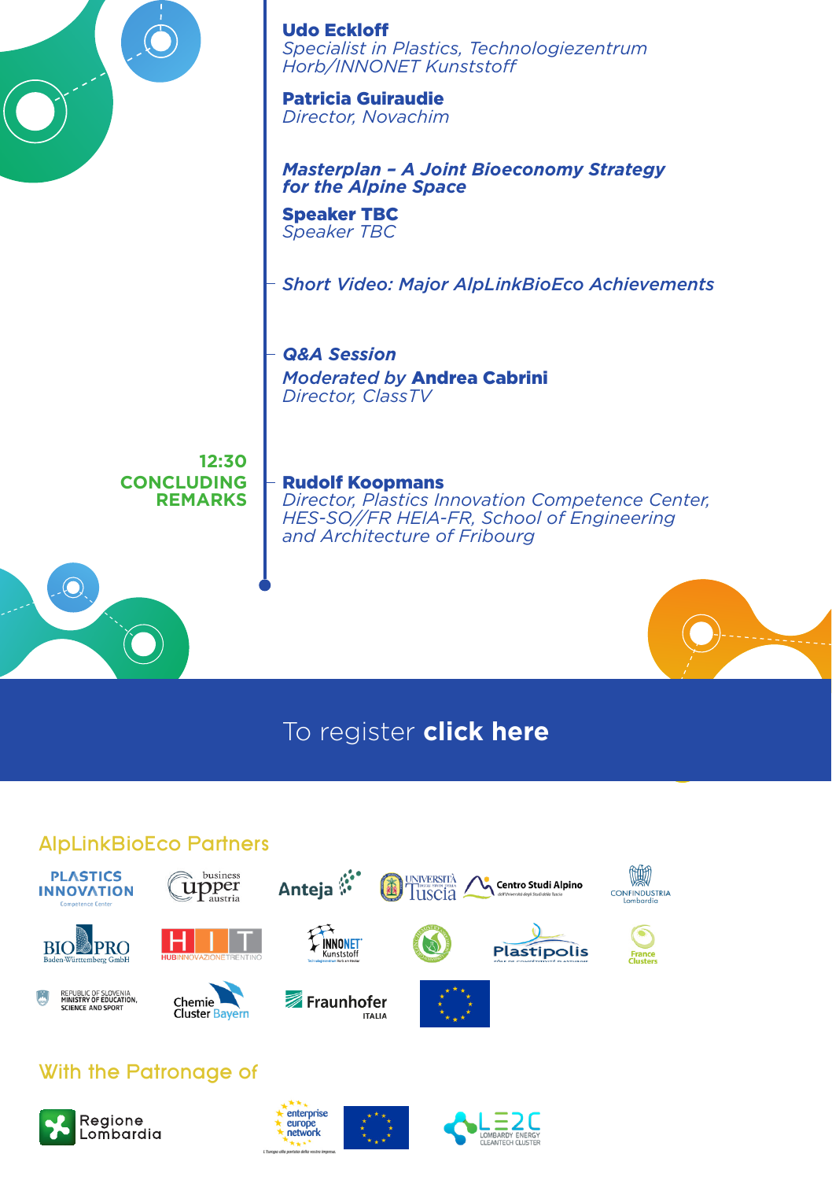**Udo Eckloff**
*Specialist in Plastics, Technologiezentrum Horb/INNONET Kunststoff*

**Patricia Guiraudie**
*Director, Novachim*

***Masterplan – A Joint Bioeconomy Strategy for the Alpine Space***

**Speaker TBC**
*Speaker TBC*

*Short Video: Major AlpLinkBioEco Achievements*

***Q&A Session***
*Moderated by* **Andrea Cabrini**
*Director, ClassTV*

**12:30**
**CONCLUDING REMARKS**

**Rudolf Koopmans**
*Director, Plastics Innovation Competence Center, HES-SO//FR HEIA-FR, School of Engineering and Architecture of Fribourg*

To register **click here**

## AlpLinkBioEco Partners

## With the Patronage of